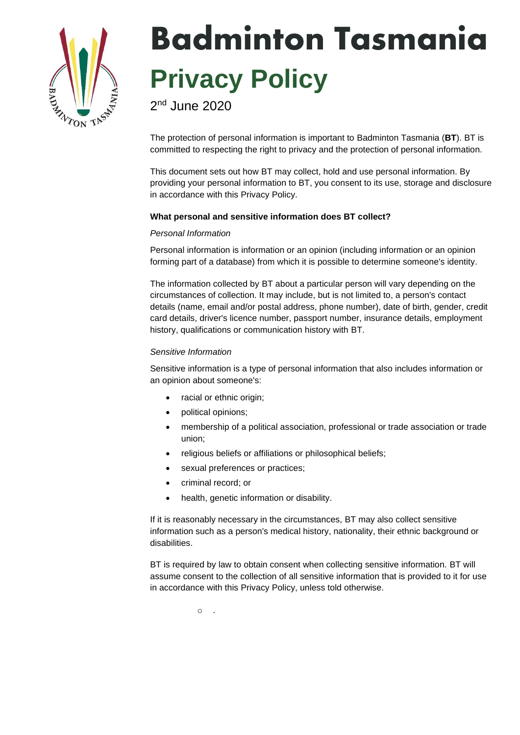# Badminton Tasmania

## Privacy Policy

2nd June 2020

The protection of personal information is important to Badminton Tasmania (**BT**). BT is committed to respecting the right to privacy and the protection of personal information.

This document sets out how BT may collect, hold and use personal information. By providing your personal information to BT, you consent to its use, storage and disclosure in accordance with this Privacy Policy.

**What personal and sensitive information does BT collect?**

*Personal Information*

Personal information is information or an opinion (including information or an opinion forming part of a database) from which it is possible to determine someone's identity.

The information collected by BT about a particular person will vary depending on the circumstances of collection. It may include, but is not limited to, a person's contact details (name, email and/or postal address, phone number), date of birth, gender, credit card details, driver's licence number, passport number, insurance details, employment history, qualifications or communication history with BT.

*Sensitive Information*

Sensitive information is a type of personal information that also includes information or an opinion about someone's:

- racial or ethnic origin;
- political opinions;
- membership of a political association, professional or trade association or trade union;
- religious beliefs or affiliations or philosophical beliefs;
- sexual preferences or practices;
- criminal record; or
- health, genetic information or disability.

If it is reasonably necessary in the circumstances, BT may also collect sensitive information such as a person's medical history, nationality, their ethnic background or disabilities.

BT is required by law to obtain consent when collecting sensitive information. BT will assume consent to the collection of all sensitive information that is provided to it for use in accordance with this Privacy Policy, unless told otherwise.

   - .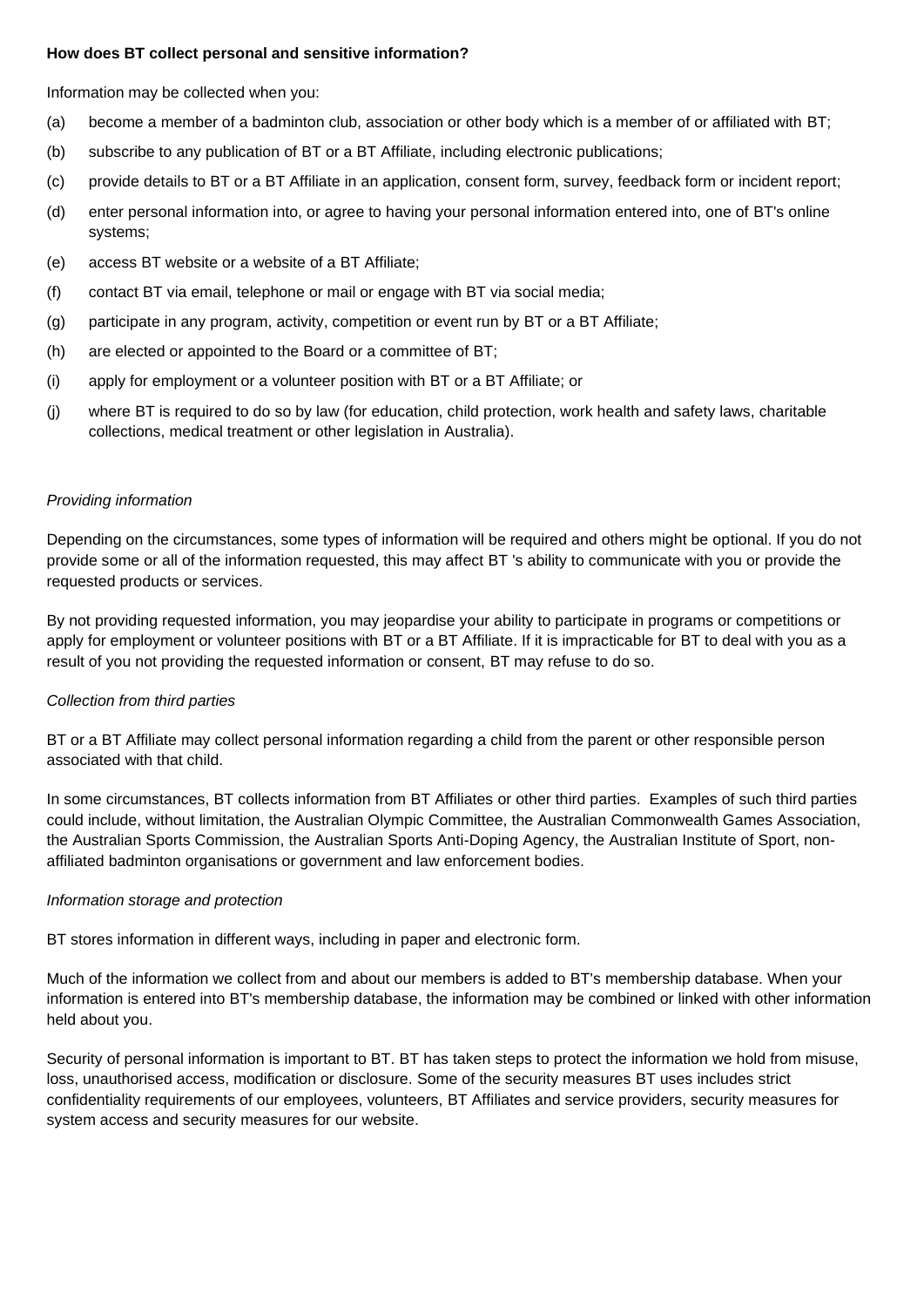**How does BT collect personal and sensitive information?**

Information may be collected when you:

(a) become a member of a badminton club, association or other body which is a member of or affiliated with BT;

(b) subscribe to any publication of BT or a BT Affiliate, including electronic publications;

(c) provide details to BT or a BT Affiliate in an application, consent form, survey, feedback form or incident report;

(d) enter personal information into, or agree to having your personal information entered into, one of BT's online systems;

(e) access BT website or a website of a BT Affiliate;

(f) contact BT via email, telephone or mail or engage with BT via social media;

(g) participate in any program, activity, competition or event run by BT or a BT Affiliate;

(h) are elected or appointed to the Board or a committee of BT;

(i) apply for employment or a volunteer position with BT or a BT Affiliate; or

(j) where BT is required to do so by law (for education, child protection, work health and safety laws, charitable collections, medical treatment or other legislation in Australia).

*Providing information*

Depending on the circumstances, some types of information will be required and others might be optional. If you do not provide some or all of the information requested, this may affect BT 's ability to communicate with you or provide the requested products or services.

By not providing requested information, you may jeopardise your ability to participate in programs or competitions or apply for employment or volunteer positions with BT or a BT Affiliate. If it is impracticable for BT to deal with you as a result of you not providing the requested information or consent, BT may refuse to do so.

*Collection from third parties*

BT or a BT Affiliate may collect personal information regarding a child from the parent or other responsible person associated with that child.

In some circumstances, BT collects information from BT Affiliates or other third parties. Examples of such third parties could include, without limitation, the Australian Olympic Committee, the Australian Commonwealth Games Association, the Australian Sports Commission, the Australian Sports Anti-Doping Agency, the Australian Institute of Sport, non-affiliated badminton organisations or government and law enforcement bodies.

*Information storage and protection*

BT stores information in different ways, including in paper and electronic form.

Much of the information we collect from and about our members is added to BT's membership database. When your information is entered into BT's membership database, the information may be combined or linked with other information held about you.

Security of personal information is important to BT. BT has taken steps to protect the information we hold from misuse, loss, unauthorised access, modification or disclosure. Some of the security measures BT uses includes strict confidentiality requirements of our employees, volunteers, BT Affiliates and service providers, security measures for system access and security measures for our website.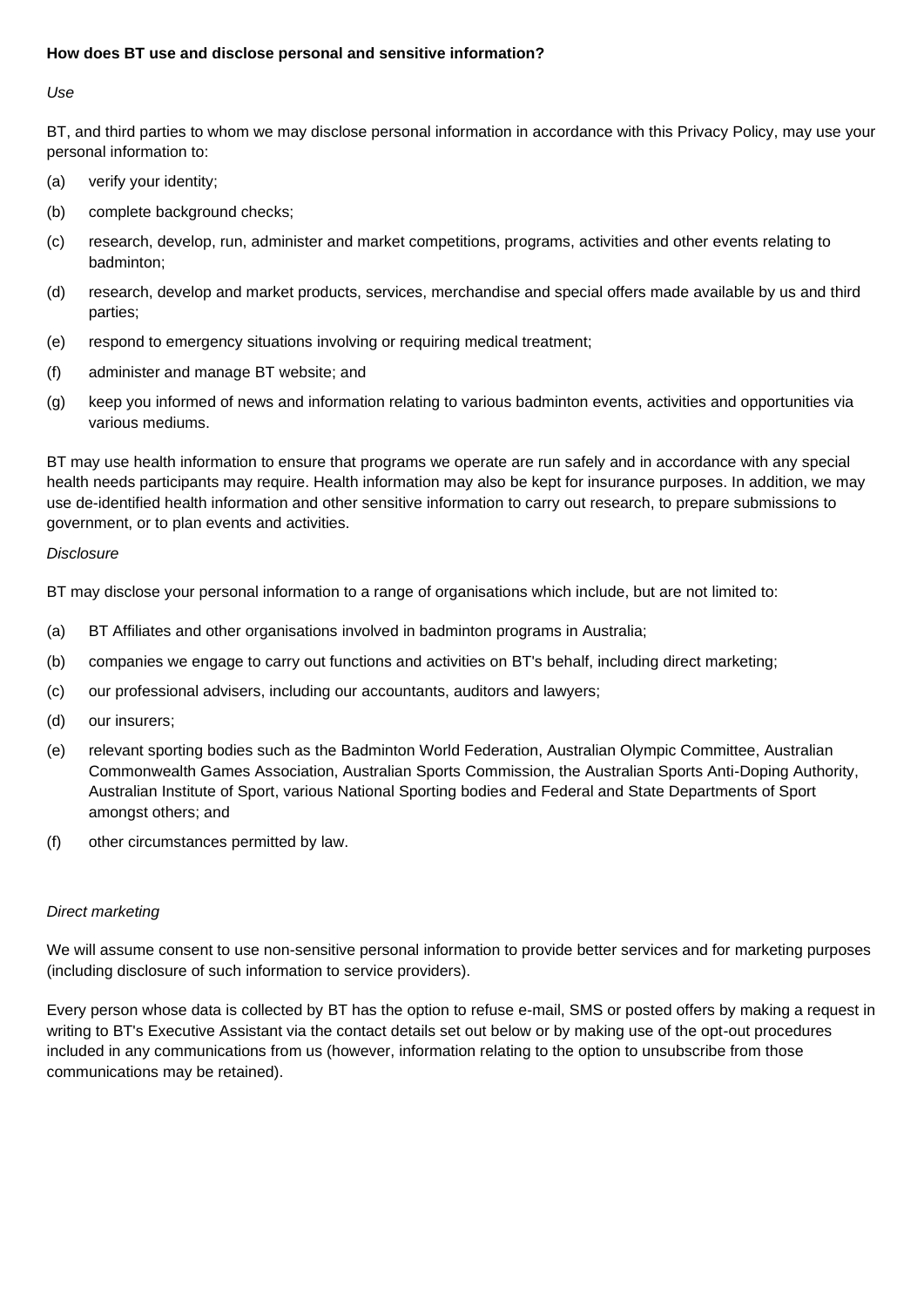**How does BT use and disclose personal and sensitive information?**

*Use*

BT, and third parties to whom we may disclose personal information in accordance with this Privacy Policy, may use your personal information to:

(a) verify your identity;

(b) complete background checks;

(c) research, develop, run, administer and market competitions, programs, activities and other events relating to badminton;

(d) research, develop and market products, services, merchandise and special offers made available by us and third parties;

(e) respond to emergency situations involving or requiring medical treatment;

(f) administer and manage BT website; and

(g) keep you informed of news and information relating to various badminton events, activities and opportunities via various mediums.

BT may use health information to ensure that programs we operate are run safely and in accordance with any special health needs participants may require. Health information may also be kept for insurance purposes. In addition, we may use de-identified health information and other sensitive information to carry out research, to prepare submissions to government, or to plan events and activities.

*Disclosure*

BT may disclose your personal information to a range of organisations which include, but are not limited to:

(a) BT Affiliates and other organisations involved in badminton programs in Australia;

(b) companies we engage to carry out functions and activities on BT's behalf, including direct marketing;

(c) our professional advisers, including our accountants, auditors and lawyers;

(d) our insurers;

(e) relevant sporting bodies such as the Badminton World Federation, Australian Olympic Committee, Australian Commonwealth Games Association, Australian Sports Commission, the Australian Sports Anti-Doping Authority, Australian Institute of Sport, various National Sporting bodies and Federal and State Departments of Sport amongst others; and

(f) other circumstances permitted by law.

*Direct marketing*

We will assume consent to use non-sensitive personal information to provide better services and for marketing purposes (including disclosure of such information to service providers).

Every person whose data is collected by BT has the option to refuse e-mail, SMS or posted offers by making a request in writing to BT's Executive Assistant via the contact details set out below or by making use of the opt-out procedures included in any communications from us (however, information relating to the option to unsubscribe from those communications may be retained).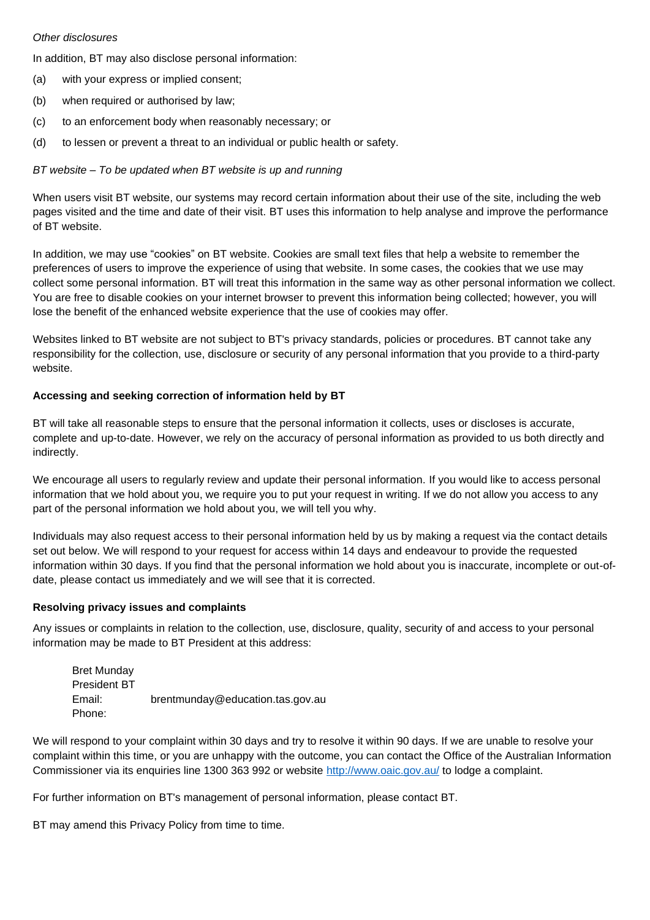*Other disclosures*

In addition, BT may also disclose personal information:

(a) with your express or implied consent;

(b) when required or authorised by law;

(c) to an enforcement body when reasonably necessary; or

(d) to lessen or prevent a threat to an individual or public health or safety.

*BT website – To be updated when BT website is up and running*

When users visit BT website, our systems may record certain information about their use of the site, including the web pages visited and the time and date of their visit. BT uses this information to help analyse and improve the performance of BT website.

In addition, we may use "cookies" on BT website. Cookies are small text files that help a website to remember the preferences of users to improve the experience of using that website. In some cases, the cookies that we use may collect some personal information. BT will treat this information in the same way as other personal information we collect. You are free to disable cookies on your internet browser to prevent this information being collected; however, you will lose the benefit of the enhanced website experience that the use of cookies may offer.

Websites linked to BT website are not subject to BT's privacy standards, policies or procedures. BT cannot take any responsibility for the collection, use, disclosure or security of any personal information that you provide to a third-party website.

**Accessing and seeking correction of information held by BT**

BT will take all reasonable steps to ensure that the personal information it collects, uses or discloses is accurate, complete and up-to-date. However, we rely on the accuracy of personal information as provided to us both directly and indirectly.

We encourage all users to regularly review and update their personal information. If you would like to access personal information that we hold about you, we require you to put your request in writing. If we do not allow you access to any part of the personal information we hold about you, we will tell you why.

Individuals may also request access to their personal information held by us by making a request via the contact details set out below. We will respond to your request for access within 14 days and endeavour to provide the requested information within 30 days. If you find that the personal information we hold about you is inaccurate, incomplete or out-of-date, please contact us immediately and we will see that it is corrected.

**Resolving privacy issues and complaints**

Any issues or complaints in relation to the collection, use, disclosure, quality, security of and access to your personal information may be made to BT President at this address:

Bret Munday
President BT
Email: brentmunday@education.tas.gov.au
Phone:

We will respond to your complaint within 30 days and try to resolve it within 90 days. If we are unable to resolve your complaint within this time, or you are unhappy with the outcome, you can contact the Office of the Australian Information Commissioner via its enquiries line 1300 363 992 or website http://www.oaic.gov.au/ to lodge a complaint.

For further information on BT's management of personal information, please contact BT.

BT may amend this Privacy Policy from time to time.